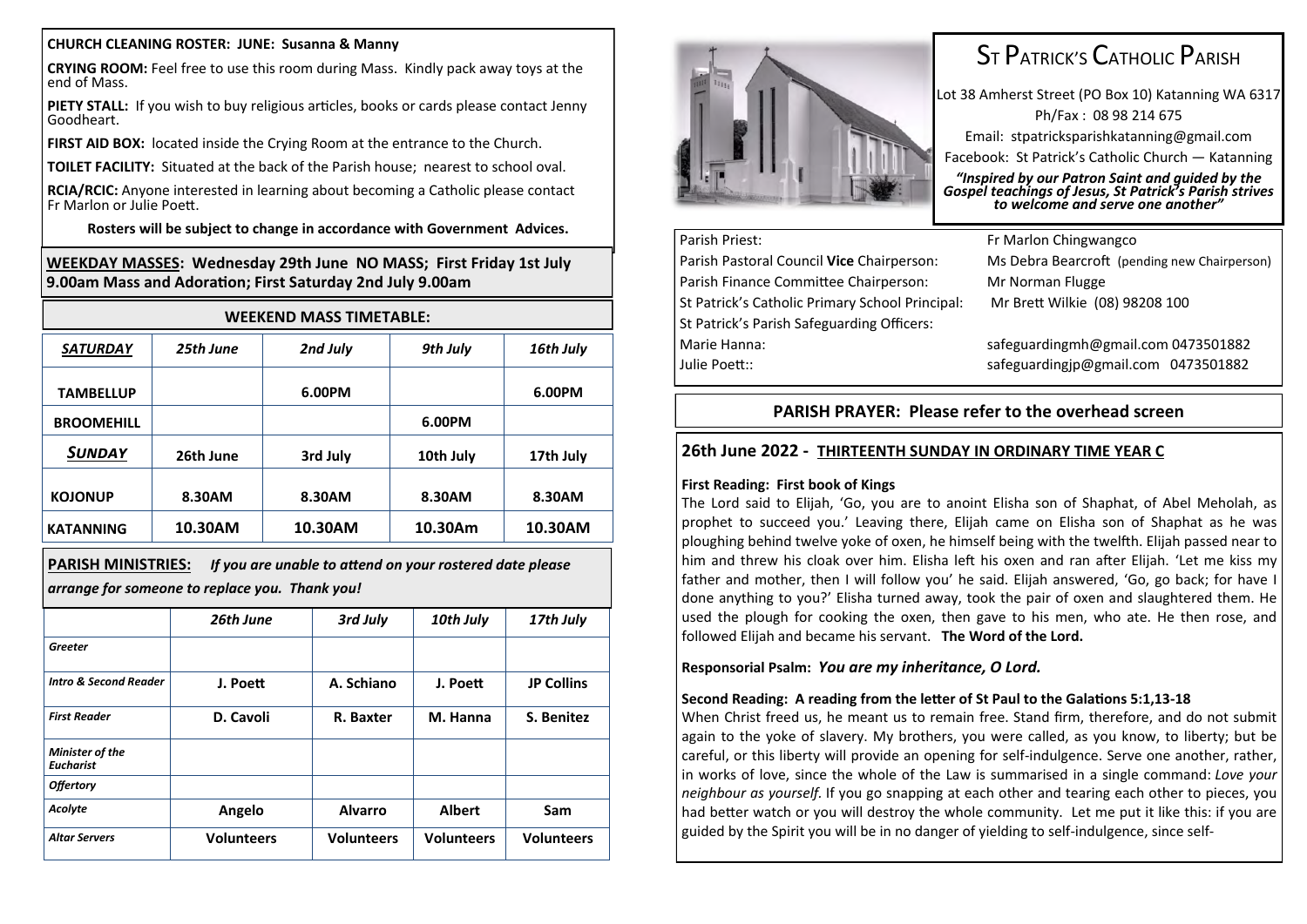**CHURCH CLEANING ROSTER: JUNE: Susanna & Manny**

**CRYING ROOM:** Feel free to use this room during Mass. Kindly pack away toys at the end of Mass.

**PIETY STALL:** If you wish to buy religious articles, books or cards please contact Jenny Goodheart.

**FIRST AID BOX:** located inside the Crying Room at the entrance to the Church.

**TOILET FACILITY:** Situated at the back of the Parish house; nearest to school oval.

**RCIA/RCIC:** Anyone interested in learning about becoming a Catholic please contact Fr Marlon or Julie Poett.

**Rosters will be subject to change in accordance with Government Advices.**

**WEEKDAY MASSES: Wednesday 29th June NO MASS; First Friday 1st July 9.00am Mass and Adoration; First Saturday 2nd July 9.00am**

**WEEKEND MASS TIMETABLE:**

| ***SATURDAY*** | *25th June* | *2nd July* | *9th July* | *16th July* |
|---|---|---|---|---|
| **TAMBELLUP** | | **6.00PM** | | **6.00PM** |
| **BROOMEHILL** | | | **6.00PM** | |
| ***SUNDAY*** | **26th June** | **3rd July** | **10th July** | **17th July** |
| **KOJONUP** | **8.30AM** | **8.30AM** | **8.30AM** | **8.30AM** |
| **KATANNING** | **10.30AM** | **10.30AM** | **10.30Am** | **10.30AM** |

**PARISH MINISTRIES:** *If you are unable to attend on your rostered date please arrange for someone to replace you. Thank you!*

| | *26th June* | *3rd July* | *10th July* | *17th July* |
|---|---|---|---|---|
| *Greeter* | | | | |
| *Intro & Second Reader* | **J. Poett** | **A. Schiano** | **J. Poett** | **JP Collins** |
| *First Reader* | **D. Cavoli** | **R. Baxter** | **M. Hanna** | **S. Benitez** |
| *Minister of the Eucharist* | | | | |
| *Offertory* | | | | |
| *Acolyte* | **Angelo** | **Alvarro** | **Albert** | **Sam** |
| *Altar Servers* | **Volunteers** | **Volunteers** | **Volunteers** | **Volunteers** |

# ST PATRICK'S CATHOLIC PARISH

Lot 38 Amherst Street (PO Box 10) Katanning WA 6317

Ph/Fax : 08 98 214 675

Email: stpatricksparishkatanning@gmail.com

Facebook: St Patrick's Catholic Church — Katanning

***"Inspired by our Patron Saint and guided by the Gospel teachings of Jesus, St Patrick's Parish strives to welcome and serve one another"***

| | |
|---|---|
| Parish Priest: | Fr Marlon Chingwangco |
| Parish Pastoral Council **Vice** Chairperson: | Ms Debra Bearcroft (pending new Chairperson) |
| Parish Finance Committee Chairperson: | Mr Norman Flugge |
| St Patrick's Catholic Primary School Principal: | Mr Brett Wilkie (08) 98208 100 |
| St Patrick's Parish Safeguarding Officers: | |
| Marie Hanna: | safeguardingmh@gmail.com 0473501882 |
| Julie Poett:: | safeguardingjp@gmail.com 0473501882 |

**PARISH PRAYER: Please refer to the overhead screen**

## 26th June 2022 - THIRTEENTH SUNDAY IN ORDINARY TIME YEAR C

**First Reading: First book of Kings**

The Lord said to Elijah, 'Go, you are to anoint Elisha son of Shaphat, of Abel Meholah, as prophet to succeed you.' Leaving there, Elijah came on Elisha son of Shaphat as he was ploughing behind twelve yoke of oxen, he himself being with the twelfth. Elijah passed near to him and threw his cloak over him. Elisha left his oxen and ran after Elijah. 'Let me kiss my father and mother, then I will follow you' he said. Elijah answered, 'Go, go back; for have I done anything to you?' Elisha turned away, took the pair of oxen and slaughtered them. He used the plough for cooking the oxen, then gave to his men, who ate. He then rose, and followed Elijah and became his servant. **The Word of the Lord.**

**Responsorial Psalm:** ***You are my inheritance, O Lord.***

**Second Reading: A reading from the letter of St Paul to the Galations 5:1,13-18**

When Christ freed us, he meant us to remain free. Stand firm, therefore, and do not submit again to the yoke of slavery. My brothers, you were called, as you know, to liberty; but be careful, or this liberty will provide an opening for self-indulgence. Serve one another, rather, in works of love, since the whole of the Law is summarised in a single command: *Love your neighbour as yourself.* If you go snapping at each other and tearing each other to pieces, you had better watch or you will destroy the whole community. Let me put it like this: if you are guided by the Spirit you will be in no danger of yielding to self-indulgence, since self-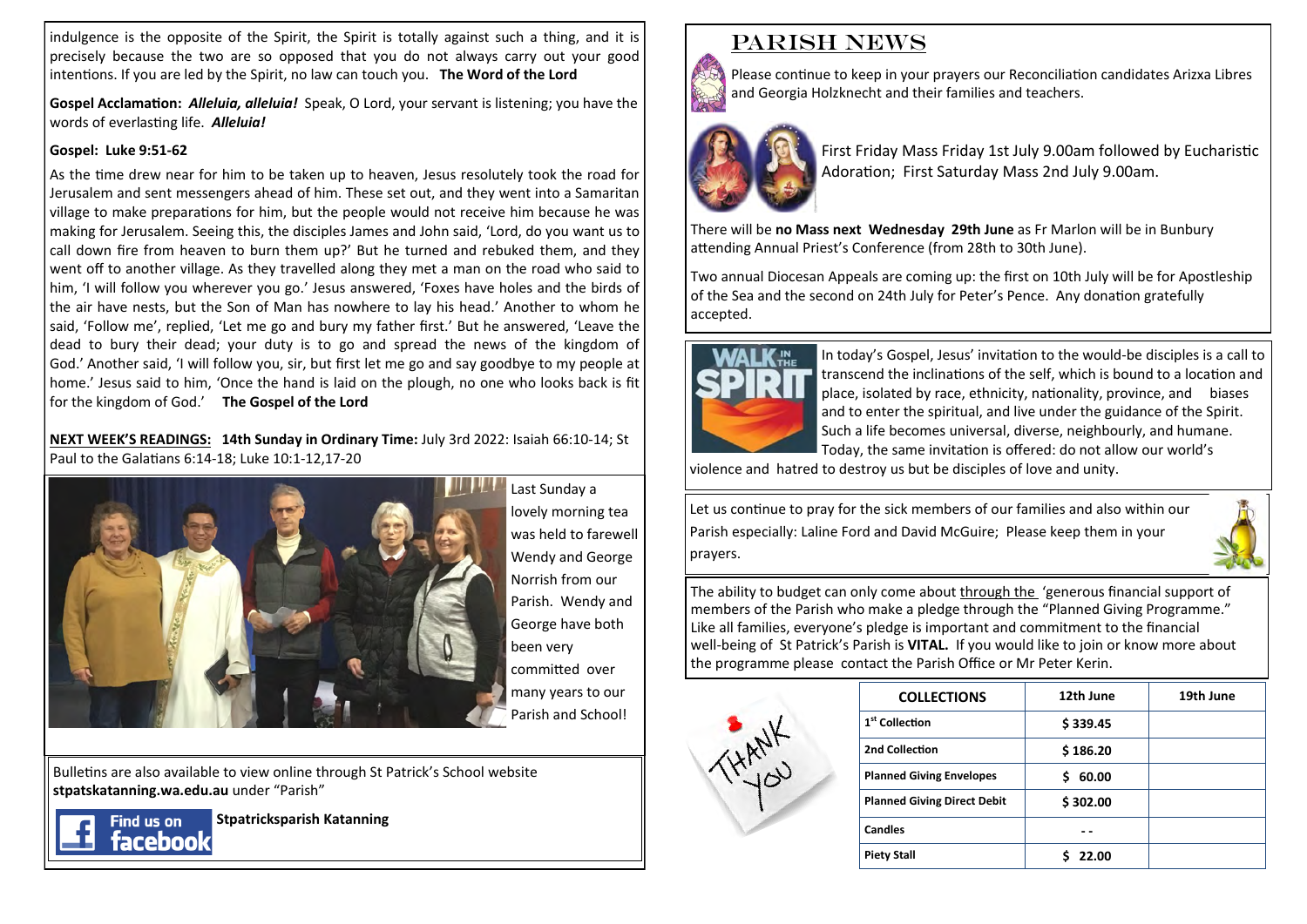indulgence is the opposite of the Spirit, the Spirit is totally against such a thing, and it is precisely because the two are so opposed that you do not always carry out your good intentions. If you are led by the Spirit, no law can touch you. **The Word of the Lord**

**Gospel Acclamation:** ***Alleluia, alleluia!*** Speak, O Lord, your servant is listening; you have the words of everlasting life. ***Alleluia!***

**Gospel: Luke 9:51-62**

As the time drew near for him to be taken up to heaven, Jesus resolutely took the road for Jerusalem and sent messengers ahead of him. These set out, and they went into a Samaritan village to make preparations for him, but the people would not receive him because he was making for Jerusalem. Seeing this, the disciples James and John said, 'Lord, do you want us to call down fire from heaven to burn them up?' But he turned and rebuked them, and they went off to another village. As they travelled along they met a man on the road who said to him, 'I will follow you wherever you go.' Jesus answered, 'Foxes have holes and the birds of the air have nests, but the Son of Man has nowhere to lay his head.' Another to whom he said, 'Follow me', replied, 'Let me go and bury my father first.' But he answered, 'Leave the dead to bury their dead; your duty is to go and spread the news of the kingdom of God.' Another said, 'I will follow you, sir, but first let me go and say goodbye to my people at home.' Jesus said to him, 'Once the hand is laid on the plough, no one who looks back is fit for the kingdom of God.' **The Gospel of the Lord**

**NEXT WEEK'S READINGS: 14th Sunday in Ordinary Time:** July 3rd 2022: Isaiah 66:10-14; St Paul to the Galatians 6:14-18; Luke 10:1-12,17-20

Last Sunday a lovely morning tea was held to farewell Wendy and George Norrish from our Parish. Wendy and George have both been very committed over many years to our Parish and School!

Bulletins are also available to view online through St Patrick's School website **stpatskatanning.wa.edu.au** under "Parish"

Find us on facebook **Stpatricksparish Katanning**

# PARISH NEWS

Please continue to keep in your prayers our Reconciliation candidates Arizxa Libres and Georgia Holzknecht and their families and teachers.

First Friday Mass Friday 1st July 9.00am followed by Eucharistic Adoration; First Saturday Mass 2nd July 9.00am.

There will be **no Mass next Wednesday 29th June** as Fr Marlon will be in Bunbury attending Annual Priest's Conference (from 28th to 30th June).

Two annual Diocesan Appeals are coming up: the first on 10th July will be for Apostleship of the Sea and the second on 24th July for Peter's Pence. Any donation gratefully accepted.

WALK IN THE SPIRIT

In today's Gospel, Jesus' invitation to the would-be disciples is a call to transcend the inclinations of the self, which is bound to a location and place, isolated by race, ethnicity, nationality, province, and biases and to enter the spiritual, and live under the guidance of the Spirit. Such a life becomes universal, diverse, neighbourly, and humane. Today, the same invitation is offered: do not allow our world's violence and hatred to destroy us but be disciples of love and unity.

Let us continue to pray for the sick members of our families and also within our Parish especially: Laline Ford and David McGuire; Please keep them in your prayers.

The ability to budget can only come about through the 'generous financial support of members of the Parish who make a pledge through the "Planned Giving Programme." Like all families, everyone's pledge is important and commitment to the financial well-being of St Patrick's Parish is **VITAL.** If you would like to join or know more about the programme please contact the Parish Office or Mr Peter Kerin.

THANK YOU

| COLLECTIONS | 12th June | 19th June |
|---|---|---|
| 1st Collection | $ 339.45 | |
| 2nd Collection | $ 186.20 | |
| Planned Giving Envelopes | $ 60.00 | |
| Planned Giving Direct Debit | $ 302.00 | |
| Candles | - - | |
| Piety Stall | $ 22.00 | |